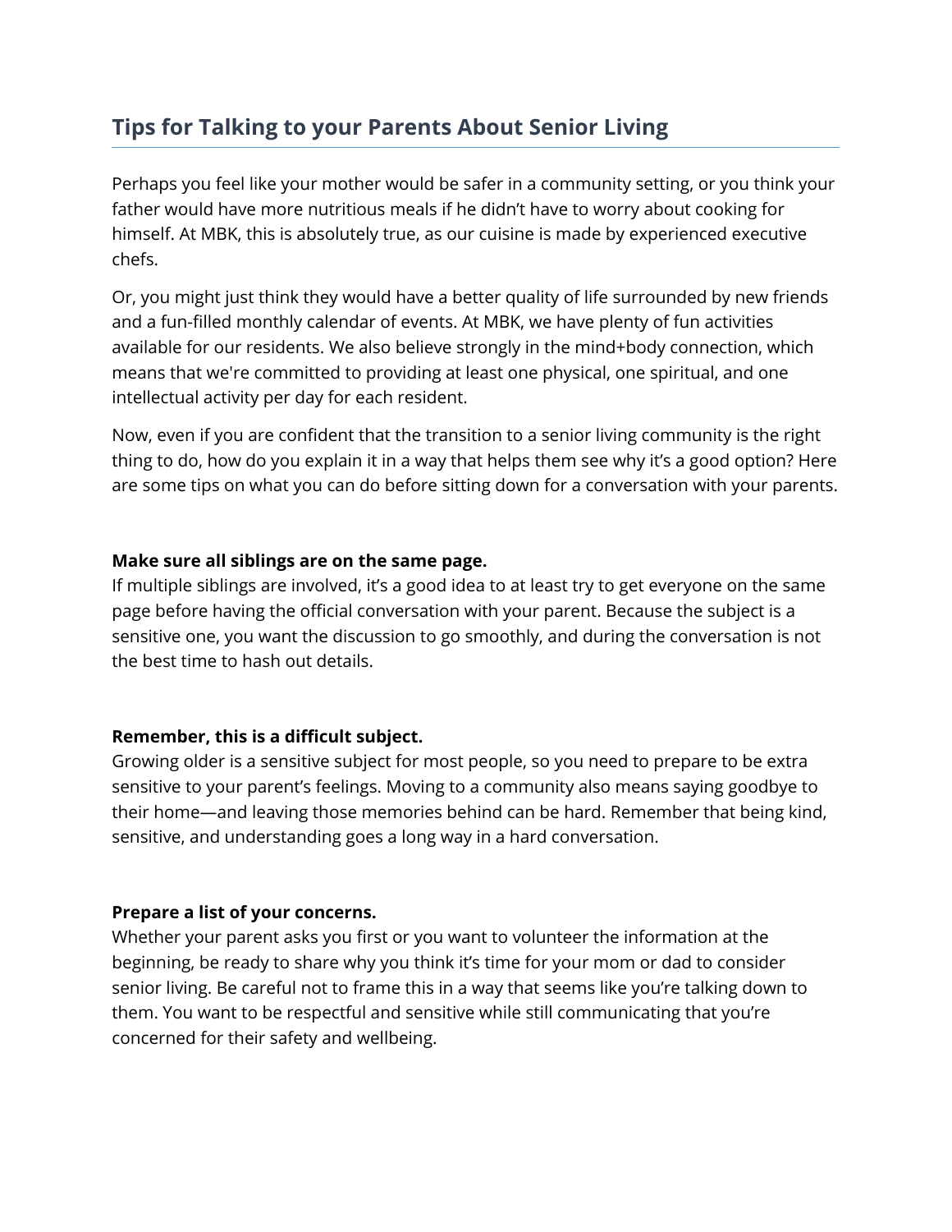## Tips for Talking to your Parents About Senior Living

Perhaps you feel like your mother would be safer in a community setting, or you think your father would have more nutritious meals if he didn't have to worry about cooking for himself. At MBK, this is absolutely true, as our cuisine is made by experienced executive chefs.

Or, you might just think they would have a better quality of life surrounded by new friends and a fun-filled monthly calendar of events. At MBK, we have plenty of fun activities available for our residents. We also believe strongly in the mind+body connection, which means that we're committed to providing at least one physical, one spiritual, and one intellectual activity per day for each resident.

Now, even if you are confident that the transition to a senior living community is the right thing to do, how do you explain it in a way that helps them see why it's a good option? Here are some tips on what you can do before sitting down for a conversation with your parents.

**Make sure all siblings are on the same page.**
If multiple siblings are involved, it's a good idea to at least try to get everyone on the same page before having the official conversation with your parent. Because the subject is a sensitive one, you want the discussion to go smoothly, and during the conversation is not the best time to hash out details.

**Remember, this is a difficult subject.**
Growing older is a sensitive subject for most people, so you need to prepare to be extra sensitive to your parent's feelings. Moving to a community also means saying goodbye to their home—and leaving those memories behind can be hard. Remember that being kind, sensitive, and understanding goes a long way in a hard conversation.

**Prepare a list of your concerns.**
Whether your parent asks you first or you want to volunteer the information at the beginning, be ready to share why you think it's time for your mom or dad to consider senior living. Be careful not to frame this in a way that seems like you're talking down to them. You want to be respectful and sensitive while still communicating that you're concerned for their safety and wellbeing.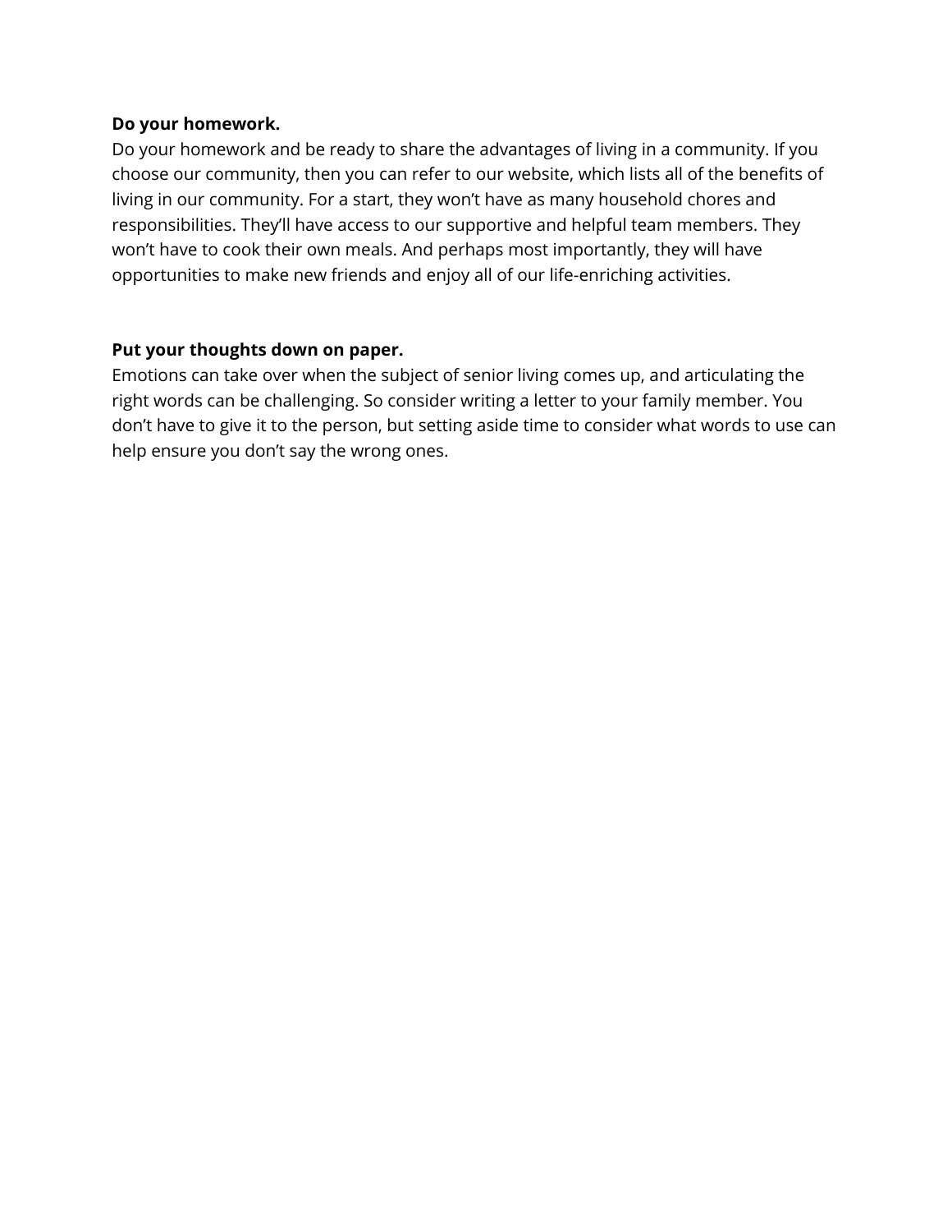**Do your homework.**

Do your homework and be ready to share the advantages of living in a community. If you choose our community, then you can refer to our website, which lists all of the benefits of living in our community. For a start, they won't have as many household chores and responsibilities. They'll have access to our supportive and helpful team members. They won't have to cook their own meals. And perhaps most importantly, they will have opportunities to make new friends and enjoy all of our life-enriching activities.

**Put your thoughts down on paper.**

Emotions can take over when the subject of senior living comes up, and articulating the right words can be challenging. So consider writing a letter to your family member. You don't have to give it to the person, but setting aside time to consider what words to use can help ensure you don't say the wrong ones.